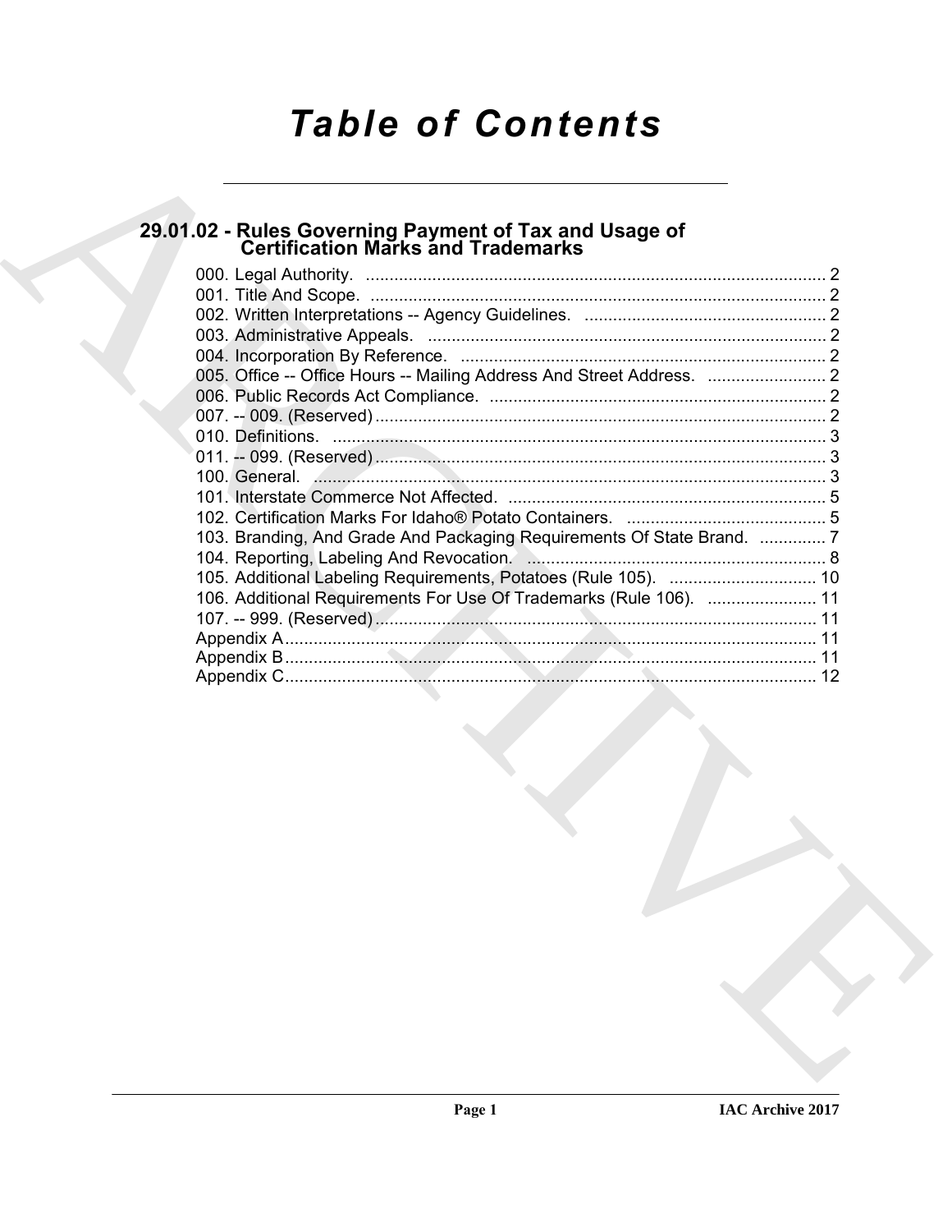# Table of Contents

## 29.01.02 - Rules Governing Payment of Tax and Usage of Certification Marks and Trademarks

000. Legal Authority. ................................................................................................. 2
001. Title And Scope. ................................................................................................ 2
002. Written Interpretations -- Agency Guidelines. ................................................... 2
003. Administrative Appeals. .................................................................................... 2
004. Incorporation By Reference. ............................................................................. 2
005. Office -- Office Hours -- Mailing Address And Street Address. ......................... 2
006. Public Records Act Compliance. ....................................................................... 2
007. -- 009. (Reserved) ............................................................................................... 2
010. Definitions. ........................................................................................................ 3
011. -- 099. (Reserved) ............................................................................................... 3
100. General. ............................................................................................................ 3
101. Interstate Commerce Not Affected. ................................................................... 5
102. Certification Marks For Idaho® Potato Containers. .......................................... 5
103. Branding, And Grade And Packaging Requirements Of State Brand. .............. 7
104. Reporting, Labeling And Revocation. ............................................................... 8
105. Additional Labeling Requirements, Potatoes (Rule 105). ............................... 10
106. Additional Requirements For Use Of Trademarks (Rule 106). ....................... 11
107. -- 999. (Reserved) ............................................................................................. 11
Appendix A ................................................................................................................ 11
Appendix B ................................................................................................................ 11
Appendix C ................................................................................................................ 12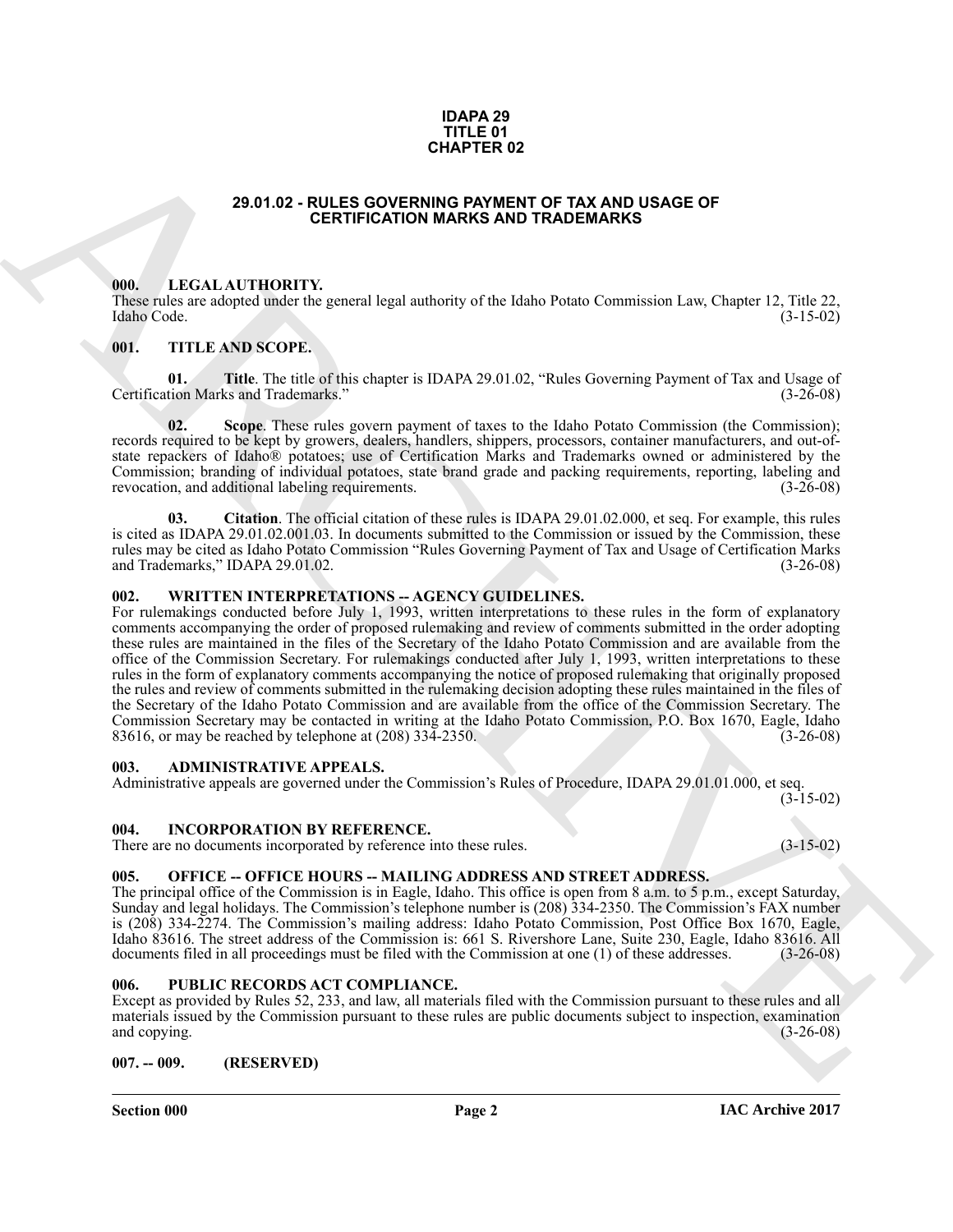**IDAPA 29**
**TITLE 01**
**CHAPTER 02**

# 29.01.02 - RULES GOVERNING PAYMENT OF TAX AND USAGE OF CERTIFICATION MARKS AND TRADEMARKS

### 000. LEGAL AUTHORITY.

These rules are adopted under the general legal authority of the Idaho Potato Commission Law, Chapter 12, Title 22, Idaho Code. (3-15-02)

### 001. TITLE AND SCOPE.

**01. Title**. The title of this chapter is IDAPA 29.01.02, "Rules Governing Payment of Tax and Usage of Certification Marks and Trademarks." (3-26-08)

**02. Scope**. These rules govern payment of taxes to the Idaho Potato Commission (the Commission); records required to be kept by growers, dealers, handlers, shippers, processors, container manufacturers, and out-of-state repackers of Idaho® potatoes; use of Certification Marks and Trademarks owned or administered by the Commission; branding of individual potatoes, state brand grade and packing requirements, reporting, labeling and revocation, and additional labeling requirements. (3-26-08)

**03. Citation**. The official citation of these rules is IDAPA 29.01.02.000, et seq. For example, this rules is cited as IDAPA 29.01.02.001.03. In documents submitted to the Commission or issued by the Commission, these rules may be cited as Idaho Potato Commission "Rules Governing Payment of Tax and Usage of Certification Marks and Trademarks," IDAPA 29.01.02. (3-26-08)

### 002. WRITTEN INTERPRETATIONS -- AGENCY GUIDELINES.

For rulemakings conducted before July 1, 1993, written interpretations to these rules in the form of explanatory comments accompanying the order of proposed rulemaking and review of comments submitted in the order adopting these rules are maintained in the files of the Secretary of the Idaho Potato Commission and are available from the office of the Commission Secretary. For rulemakings conducted after July 1, 1993, written interpretations to these rules in the form of explanatory comments accompanying the notice of proposed rulemaking that originally proposed the rules and review of comments submitted in the rulemaking decision adopting these rules maintained in the files of the Secretary of the Idaho Potato Commission and are available from the office of the Commission Secretary. The Commission Secretary may be contacted in writing at the Idaho Potato Commission, P.O. Box 1670, Eagle, Idaho 83616, or may be reached by telephone at (208) 334-2350. (3-26-08)

### 003. ADMINISTRATIVE APPEALS.

Administrative appeals are governed under the Commission's Rules of Procedure, IDAPA 29.01.01.000, et seq. (3-15-02)

### 004. INCORPORATION BY REFERENCE.

There are no documents incorporated by reference into these rules. (3-15-02)

### 005. OFFICE -- OFFICE HOURS -- MAILING ADDRESS AND STREET ADDRESS.

The principal office of the Commission is in Eagle, Idaho. This office is open from 8 a.m. to 5 p.m., except Saturday, Sunday and legal holidays. The Commission's telephone number is (208) 334-2350. The Commission's FAX number is (208) 334-2274. The Commission's mailing address: Idaho Potato Commission, Post Office Box 1670, Eagle, Idaho 83616. The street address of the Commission is: 661 S. Rivershore Lane, Suite 230, Eagle, Idaho 83616. All documents filed in all proceedings must be filed with the Commission at one (1) of these addresses. (3-26-08)

### 006. PUBLIC RECORDS ACT COMPLIANCE.

Except as provided by Rules 52, 233, and law, all materials filed with the Commission pursuant to these rules and all materials issued by the Commission pursuant to these rules are public documents subject to inspection, examination and copying. (3-26-08)

### 007. -- 009. (RESERVED)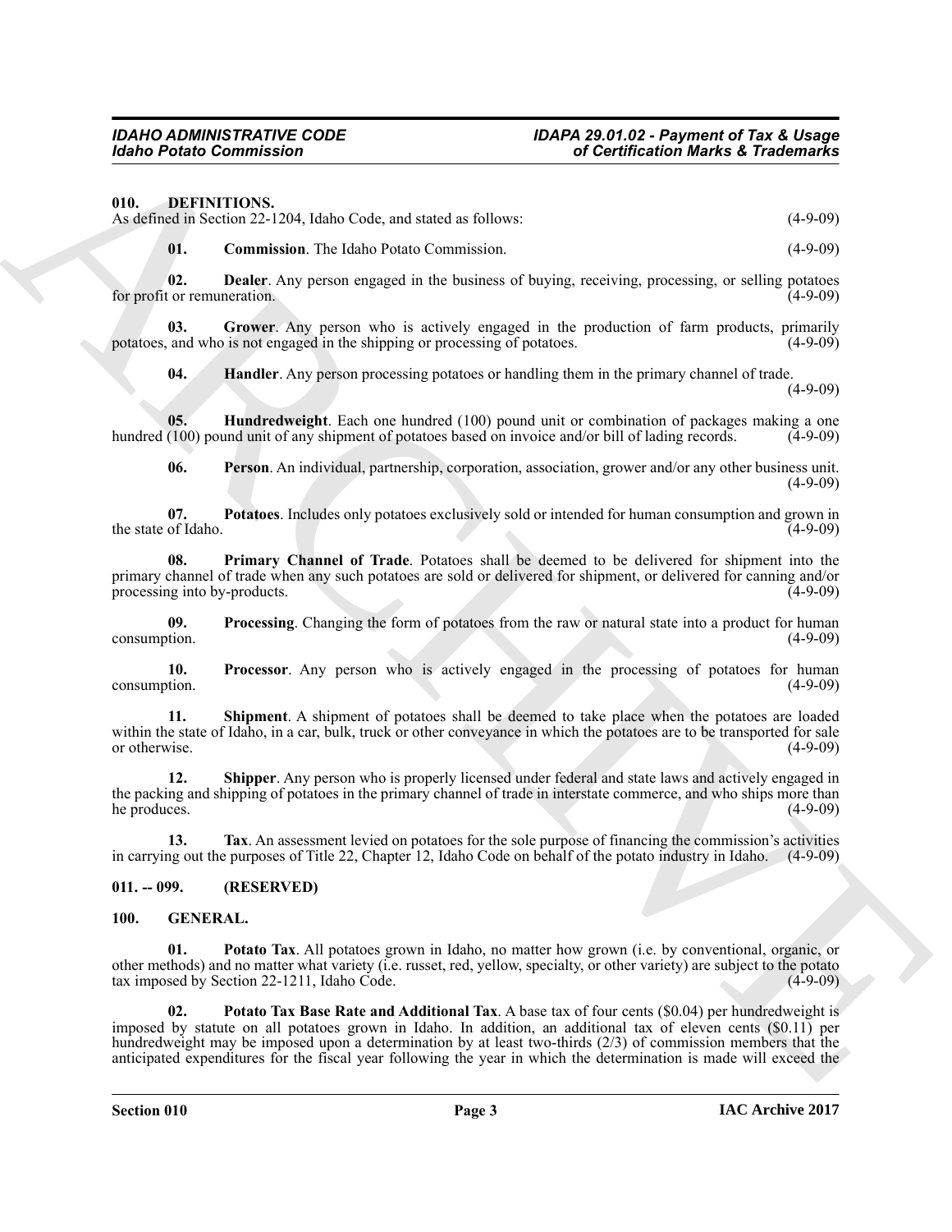## 010. DEFINITIONS.

As defined in Section 22-1204, Idaho Code, and stated as follows: (4-9-09)

**01. Commission**. The Idaho Potato Commission. (4-9-09)

**02. Dealer**. Any person engaged in the business of buying, receiving, processing, or selling potatoes for profit or remuneration. (4-9-09)

**03. Grower**. Any person who is actively engaged in the production of farm products, primarily potatoes, and who is not engaged in the shipping or processing of potatoes. (4-9-09)

**04. Handler**. Any person processing potatoes or handling them in the primary channel of trade. (4-9-09)

**05. Hundredweight**. Each one hundred (100) pound unit or combination of packages making a one hundred (100) pound unit of any shipment of potatoes based on invoice and/or bill of lading records. (4-9-09)

**06. Person**. An individual, partnership, corporation, association, grower and/or any other business unit. (4-9-09)

**07. Potatoes**. Includes only potatoes exclusively sold or intended for human consumption and grown in the state of Idaho. (4-9-09)

**08. Primary Channel of Trade**. Potatoes shall be deemed to be delivered for shipment into the primary channel of trade when any such potatoes are sold or delivered for shipment, or delivered for canning and/or processing into by-products. (4-9-09)

**09. Processing**. Changing the form of potatoes from the raw or natural state into a product for human consumption. (4-9-09)

**10. Processor**. Any person who is actively engaged in the processing of potatoes for human consumption. (4-9-09)

**11. Shipment**. A shipment of potatoes shall be deemed to take place when the potatoes are loaded within the state of Idaho, in a car, bulk, truck or other conveyance in which the potatoes are to be transported for sale or otherwise. (4-9-09)

**12. Shipper**. Any person who is properly licensed under federal and state laws and actively engaged in the packing and shipping of potatoes in the primary channel of trade in interstate commerce, and who ships more than he produces. (4-9-09)

**13. Tax**. An assessment levied on potatoes for the sole purpose of financing the commission's activities in carrying out the purposes of Title 22, Chapter 12, Idaho Code on behalf of the potato industry in Idaho. (4-9-09)

## 011. -- 099. (RESERVED)

## 100. GENERAL.

**01. Potato Tax**. All potatoes grown in Idaho, no matter how grown (i.e. by conventional, organic, or other methods) and no matter what variety (i.e. russet, red, yellow, specialty, or other variety) are subject to the potato tax imposed by Section 22-1211, Idaho Code. (4-9-09)

**02. Potato Tax Base Rate and Additional Tax**. A base tax of four cents ($0.04) per hundredweight is imposed by statute on all potatoes grown in Idaho. In addition, an additional tax of eleven cents ($0.11) per hundredweight may be imposed upon a determination by at least two-thirds (2/3) of commission members that the anticipated expenditures for the fiscal year following the year in which the determination is made will exceed the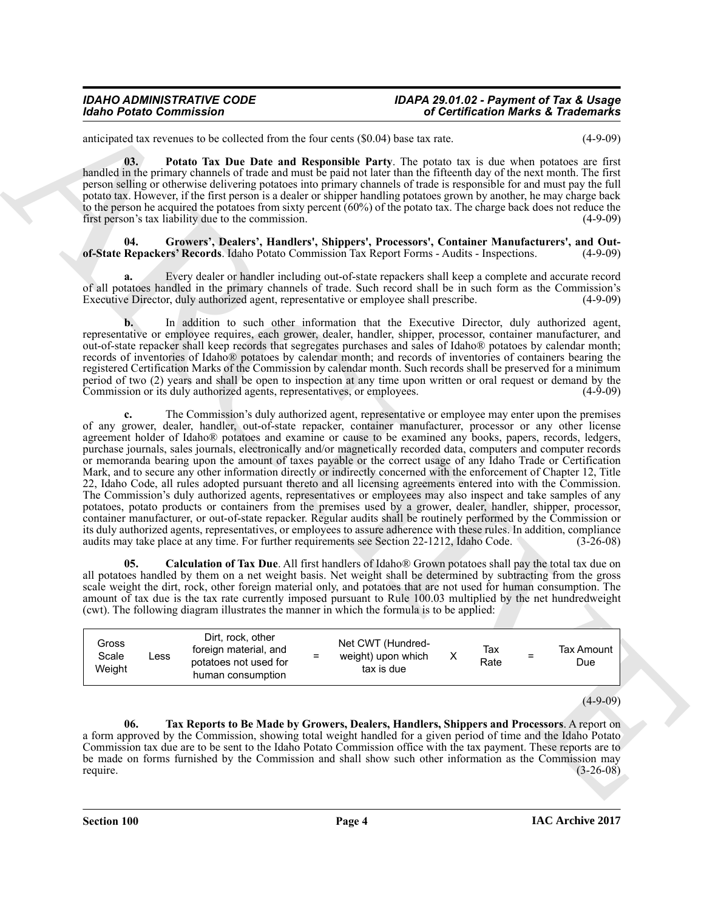anticipated tax revenues to be collected from the four cents ($0.04) base tax rate. (4-9-09)

**03. Potato Tax Due Date and Responsible Party**. The potato tax is due when potatoes are first handled in the primary channels of trade and must be paid not later than the fifteenth day of the next month. The first person selling or otherwise delivering potatoes into primary channels of trade is responsible for and must pay the full potato tax. However, if the first person is a dealer or shipper handling potatoes grown by another, he may charge back to the person he acquired the potatoes from sixty percent (60%) of the potato tax. The charge back does not reduce the first person's tax liability due to the commission. (4-9-09)

**04. Growers', Dealers', Handlers', Shippers', Processors', Container Manufacturers', and Out-of-State Repackers' Records**. Idaho Potato Commission Tax Report Forms - Audits - Inspections. (4-9-09)

**a.** Every dealer or handler including out-of-state repackers shall keep a complete and accurate record of all potatoes handled in the primary channels of trade. Such record shall be in such form as the Commission's Executive Director, duly authorized agent, representative or employee shall prescribe. (4-9-09)

**b.** In addition to such other information that the Executive Director, duly authorized agent, representative or employee requires, each grower, dealer, handler, shipper, processor, container manufacturer, and out-of-state repacker shall keep records that segregates purchases and sales of Idaho® potatoes by calendar month; records of inventories of Idaho® potatoes by calendar month; and records of inventories of containers bearing the registered Certification Marks of the Commission by calendar month. Such records shall be preserved for a minimum period of two (2) years and shall be open to inspection at any time upon written or oral request or demand by the Commission or its duly authorized agents, representatives, or employees. (4-9-09)

**c.** The Commission's duly authorized agent, representative or employee may enter upon the premises of any grower, dealer, handler, out-of-state repacker, container manufacturer, processor or any other license agreement holder of Idaho® potatoes and examine or cause to be examined any books, papers, records, ledgers, purchase journals, sales journals, electronically and/or magnetically recorded data, computers and computer records or memoranda bearing upon the amount of taxes payable or the correct usage of any Idaho Trade or Certification Mark, and to secure any other information directly or indirectly concerned with the enforcement of Chapter 12, Title 22, Idaho Code, all rules adopted pursuant thereto and all licensing agreements entered into with the Commission. The Commission's duly authorized agents, representatives or employees may also inspect and take samples of any potatoes, potato products or containers from the premises used by a grower, dealer, handler, shipper, processor, container manufacturer, or out-of-state repacker. Regular audits shall be routinely performed by the Commission or its duly authorized agents, representatives, or employees to assure adherence with these rules. In addition, compliance audits may take place at any time. For further requirements see Section 22-1212, Idaho Code. (3-26-08)

**05. Calculation of Tax Due**. All first handlers of Idaho® Grown potatoes shall pay the total tax due on all potatoes handled by them on a net weight basis. Net weight shall be determined by subtracting from the gross scale weight the dirt, rock, other foreign material only, and potatoes that are not used for human consumption. The amount of tax due is the tax rate currently imposed pursuant to Rule 100.03 multiplied by the net hundredweight (cwt). The following diagram illustrates the manner in which the formula is to be applied:

| Gross Scale Weight | Less | Dirt, rock, other foreign material, and potatoes not used for human consumption | = | Net CWT (Hundred-weight) upon which tax is due | X | Tax Rate | = | Tax Amount Due |
|---|---|---|---|---|---|---|---|---|

(4-9-09)

**06. Tax Reports to Be Made by Growers, Dealers, Handlers, Shippers and Processors**. A report on a form approved by the Commission, showing total weight handled for a given period of time and the Idaho Potato Commission tax due are to be sent to the Idaho Potato Commission office with the tax payment. These reports are to be made on forms furnished by the Commission and shall show such other information as the Commission may require. (3-26-08)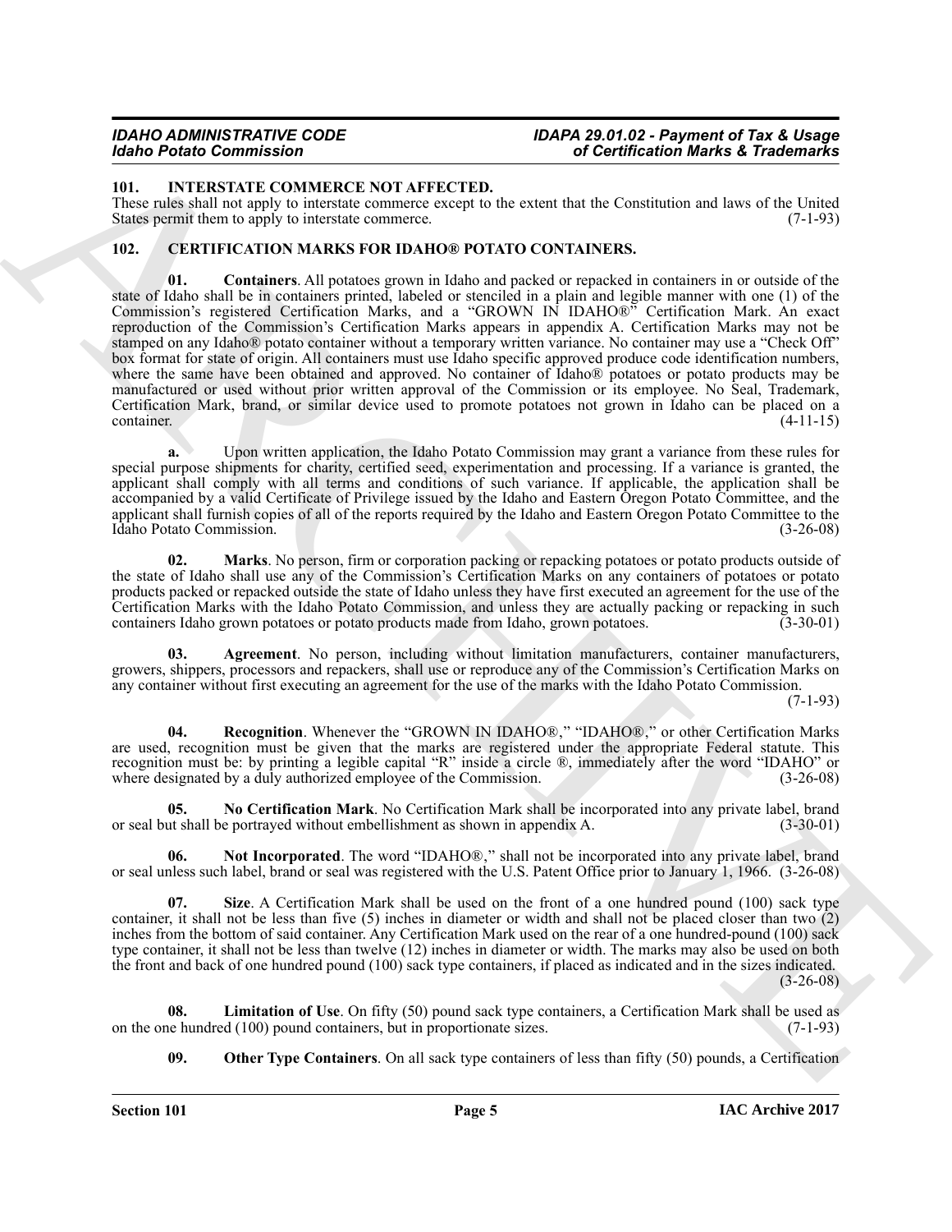## 101. INTERSTATE COMMERCE NOT AFFECTED.

These rules shall not apply to interstate commerce except to the extent that the Constitution and laws of the United States permit them to apply to interstate commerce. (7-1-93)

## 102. CERTIFICATION MARKS FOR IDAHO® POTATO CONTAINERS.

**01. Containers**. All potatoes grown in Idaho and packed or repacked in containers in or outside of the state of Idaho shall be in containers printed, labeled or stenciled in a plain and legible manner with one (1) of the Commission's registered Certification Marks, and a "GROWN IN IDAHO®" Certification Mark. An exact reproduction of the Commission's Certification Marks appears in appendix A. Certification Marks may not be stamped on any Idaho® potato container without a temporary written variance. No container may use a "Check Off" box format for state of origin. All containers must use Idaho specific approved produce code identification numbers, where the same have been obtained and approved. No container of Idaho® potatoes or potato products may be manufactured or used without prior written approval of the Commission or its employee. No Seal, Trademark, Certification Mark, brand, or similar device used to promote potatoes not grown in Idaho can be placed on a container. (4-11-15)

**a.** Upon written application, the Idaho Potato Commission may grant a variance from these rules for special purpose shipments for charity, certified seed, experimentation and processing. If a variance is granted, the applicant shall comply with all terms and conditions of such variance. If applicable, the application shall be accompanied by a valid Certificate of Privilege issued by the Idaho and Eastern Oregon Potato Committee, and the applicant shall furnish copies of all of the reports required by the Idaho and Eastern Oregon Potato Committee to the Idaho Potato Commission. (3-26-08)

**02. Marks**. No person, firm or corporation packing or repacking potatoes or potato products outside of the state of Idaho shall use any of the Commission's Certification Marks on any containers of potatoes or potato products packed or repacked outside the state of Idaho unless they have first executed an agreement for the use of the Certification Marks with the Idaho Potato Commission, and unless they are actually packing or repacking in such containers Idaho grown potatoes or potato products made from Idaho, grown potatoes. (3-30-01)

**03. Agreement**. No person, including without limitation manufacturers, container manufacturers, growers, shippers, processors and repackers, shall use or reproduce any of the Commission's Certification Marks on any container without first executing an agreement for the use of the marks with the Idaho Potato Commission. (7-1-93)

**04. Recognition**. Whenever the "GROWN IN IDAHO®," "IDAHO®," or other Certification Marks are used, recognition must be given that the marks are registered under the appropriate Federal statute. This recognition must be: by printing a legible capital "R" inside a circle ®, immediately after the word "IDAHO" or where designated by a duly authorized employee of the Commission. (3-26-08)

**05. No Certification Mark**. No Certification Mark shall be incorporated into any private label, brand or seal but shall be portrayed without embellishment as shown in appendix A. (3-30-01)

**06. Not Incorporated**. The word "IDAHO®," shall not be incorporated into any private label, brand or seal unless such label, brand or seal was registered with the U.S. Patent Office prior to January 1, 1966. (3-26-08)

**07. Size**. A Certification Mark shall be used on the front of a one hundred pound (100) sack type container, it shall not be less than five (5) inches in diameter or width and shall not be placed closer than two (2) inches from the bottom of said container. Any Certification Mark used on the rear of a one hundred-pound (100) sack type container, it shall not be less than twelve (12) inches in diameter or width. The marks may also be used on both the front and back of one hundred pound (100) sack type containers, if placed as indicated and in the sizes indicated. (3-26-08)

**08. Limitation of Use**. On fifty (50) pound sack type containers, a Certification Mark shall be used as on the one hundred (100) pound containers, but in proportionate sizes. (7-1-93)

**09. Other Type Containers**. On all sack type containers of less than fifty (50) pounds, a Certification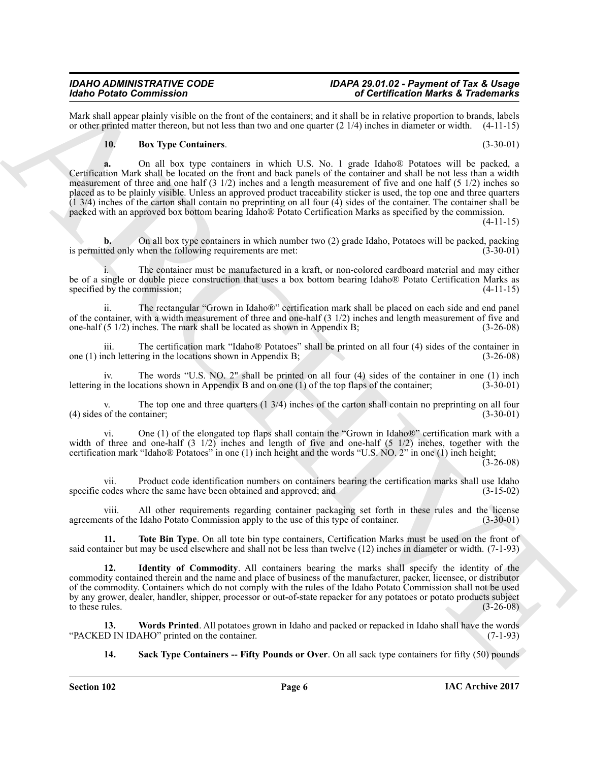Mark shall appear plainly visible on the front of the containers; and it shall be in relative proportion to brands, labels or other printed matter thereon, but not less than two and one quarter (2 1/4) inches in diameter or width. (4-11-15)

**10. Box Type Containers**. (3-30-01)

**a.** On all box type containers in which U.S. No. 1 grade Idaho® Potatoes will be packed, a Certification Mark shall be located on the front and back panels of the container and shall be not less than a width measurement of three and one half (3 1/2) inches and a length measurement of five and one half (5 1/2) inches so placed as to be plainly visible. Unless an approved product traceability sticker is used, the top one and three quarters (1 3/4) inches of the carton shall contain no preprinting on all four (4) sides of the container. The container shall be packed with an approved box bottom bearing Idaho® Potato Certification Marks as specified by the commission. (4-11-15)

**b.** On all box type containers in which number two (2) grade Idaho, Potatoes will be packed, packing is permitted only when the following requirements are met: (3-30-01)

i. The container must be manufactured in a kraft, or non-colored cardboard material and may either be of a single or double piece construction that uses a box bottom bearing Idaho® Potato Certification Marks as specified by the commission; (4-11-15)

ii. The rectangular "Grown in Idaho®" certification mark shall be placed on each side and end panel of the container, with a width measurement of three and one-half (3 1/2) inches and length measurement of five and one-half (5 1/2) inches. The mark shall be located as shown in Appendix B; (3-26-08)

iii. The certification mark "Idaho® Potatoes" shall be printed on all four (4) sides of the container in one (1) inch lettering in the locations shown in Appendix B; (3-26-08)

iv. The words "U.S. NO. 2" shall be printed on all four (4) sides of the container in one (1) inch lettering in the locations shown in Appendix B and on one (1) of the top flaps of the container; (3-30-01)

v. The top one and three quarters (1 3/4) inches of the carton shall contain no preprinting on all four (4) sides of the container; (3-30-01)

vi. One (1) of the elongated top flaps shall contain the "Grown in Idaho®" certification mark with a width of three and one-half (3 1/2) inches and length of five and one-half (5 1/2) inches, together with the certification mark "Idaho® Potatoes" in one (1) inch height and the words "U.S. NO. 2" in one (1) inch height; (3-26-08)

vii. Product code identification numbers on containers bearing the certification marks shall use Idaho specific codes where the same have been obtained and approved; and (3-15-02)

viii. All other requirements regarding container packaging set forth in these rules and the license agreements of the Idaho Potato Commission apply to the use of this type of container. (3-30-01)

**11. Tote Bin Type**. On all tote bin type containers, Certification Marks must be used on the front of said container but may be used elsewhere and shall not be less than twelve (12) inches in diameter or width. (7-1-93)

**12. Identity of Commodity**. All containers bearing the marks shall specify the identity of the commodity contained therein and the name and place of business of the manufacturer, packer, licensee, or distributor of the commodity. Containers which do not comply with the rules of the Idaho Potato Commission shall not be used by any grower, dealer, handler, shipper, processor or out-of-state repacker for any potatoes or potato products subject to these rules. (3-26-08)

**13. Words Printed**. All potatoes grown in Idaho and packed or repacked in Idaho shall have the words "PACKED IN IDAHO" printed on the container. (7-1-93)

**14. Sack Type Containers -- Fifty Pounds or Over**. On all sack type containers for fifty (50) pounds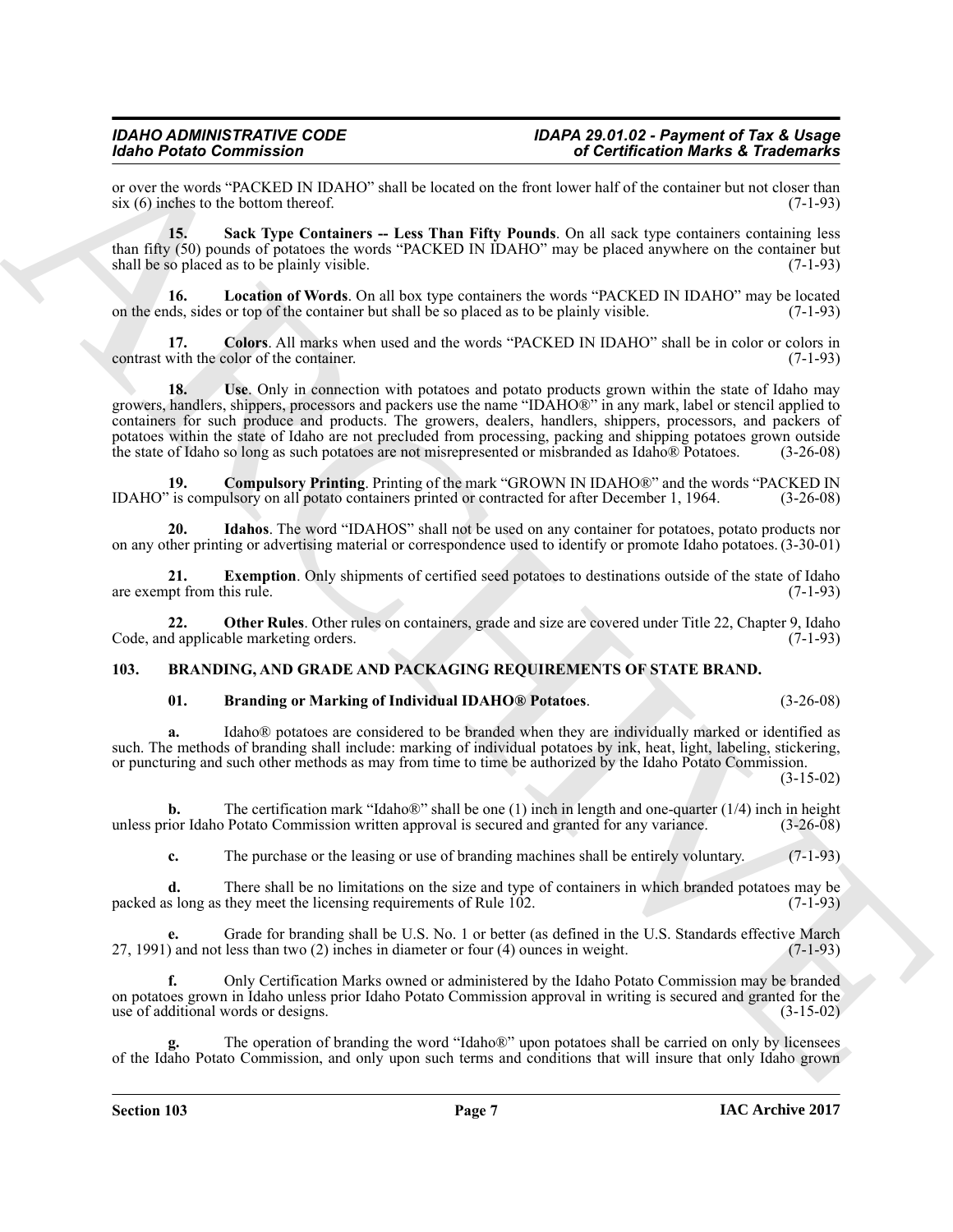or over the words "PACKED IN IDAHO" shall be located on the front lower half of the container but not closer than six (6) inches to the bottom thereof. (7-1-93)

**15. Sack Type Containers -- Less Than Fifty Pounds**. On all sack type containers containing less than fifty (50) pounds of potatoes the words "PACKED IN IDAHO" may be placed anywhere on the container but shall be so placed as to be plainly visible. (7-1-93)

**16. Location of Words**. On all box type containers the words "PACKED IN IDAHO" may be located on the ends, sides or top of the container but shall be so placed as to be plainly visible. (7-1-93)

**17. Colors**. All marks when used and the words "PACKED IN IDAHO" shall be in color or colors in contrast with the color of the container. (7-1-93)

**18. Use**. Only in connection with potatoes and potato products grown within the state of Idaho may growers, handlers, shippers, processors and packers use the name "IDAHO®" in any mark, label or stencil applied to containers for such produce and products. The growers, dealers, handlers, shippers, processors, and packers of potatoes within the state of Idaho are not precluded from processing, packing and shipping potatoes grown outside the state of Idaho so long as such potatoes are not misrepresented or misbranded as Idaho® Potatoes. (3-26-08)

**19. Compulsory Printing**. Printing of the mark "GROWN IN IDAHO®" and the words "PACKED IN IDAHO" is compulsory on all potato containers printed or contracted for after December 1, 1964. (3-26-08)

**20. Idahos**. The word "IDAHOS" shall not be used on any container for potatoes, potato products nor on any other printing or advertising material or correspondence used to identify or promote Idaho potatoes. (3-30-01)

**21. Exemption**. Only shipments of certified seed potatoes to destinations outside of the state of Idaho are exempt from this rule. (7-1-93)

**22. Other Rules**. Other rules on containers, grade and size are covered under Title 22, Chapter 9, Idaho Code, and applicable marketing orders. (7-1-93)

## 103. BRANDING, AND GRADE AND PACKAGING REQUIREMENTS OF STATE BRAND.

**01. Branding or Marking of Individual IDAHO® Potatoes**. (3-26-08)

**a.** Idaho® potatoes are considered to be branded when they are individually marked or identified as such. The methods of branding shall include: marking of individual potatoes by ink, heat, light, labeling, stickering, or puncturing and such other methods as may from time to time be authorized by the Idaho Potato Commission. (3-15-02)

**b.** The certification mark "Idaho®" shall be one (1) inch in length and one-quarter (1/4) inch in height unless prior Idaho Potato Commission written approval is secured and granted for any variance. (3-26-08)

**c.** The purchase or the leasing or use of branding machines shall be entirely voluntary. (7-1-93)

**d.** There shall be no limitations on the size and type of containers in which branded potatoes may be packed as long as they meet the licensing requirements of Rule 102. (7-1-93)

**e.** Grade for branding shall be U.S. No. 1 or better (as defined in the U.S. Standards effective March 27, 1991) and not less than two (2) inches in diameter or four (4) ounces in weight. (7-1-93)

**f.** Only Certification Marks owned or administered by the Idaho Potato Commission may be branded on potatoes grown in Idaho unless prior Idaho Potato Commission approval in writing is secured and granted for the use of additional words or designs. (3-15-02)

**g.** The operation of branding the word "Idaho®" upon potatoes shall be carried on only by licensees of the Idaho Potato Commission, and only upon such terms and conditions that will insure that only Idaho grown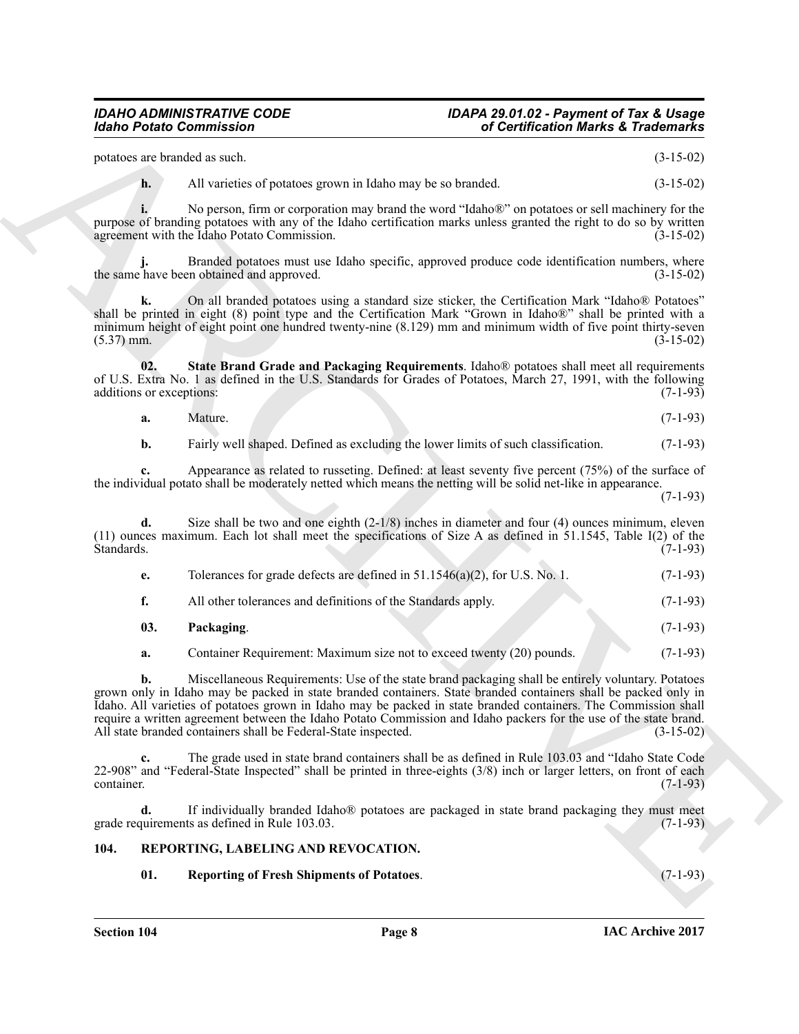potatoes are branded as such. (3-15-02)

**h.** All varieties of potatoes grown in Idaho may be so branded. (3-15-02)

**i.** No person, firm or corporation may brand the word "Idaho®" on potatoes or sell machinery for the purpose of branding potatoes with any of the Idaho certification marks unless granted the right to do so by written agreement with the Idaho Potato Commission. (3-15-02)

**j.** Branded potatoes must use Idaho specific, approved produce code identification numbers, where the same have been obtained and approved. (3-15-02)

**k.** On all branded potatoes using a standard size sticker, the Certification Mark "Idaho® Potatoes" shall be printed in eight (8) point type and the Certification Mark "Grown in Idaho®" shall be printed with a minimum height of eight point one hundred twenty-nine (8.129) mm and minimum width of five point thirty-seven (5.37) mm. (3-15-02)

**02. State Brand Grade and Packaging Requirements**. Idaho® potatoes shall meet all requirements of U.S. Extra No. 1 as defined in the U.S. Standards for Grades of Potatoes, March 27, 1991, with the following additions or exceptions: (7-1-93)

**a.** Mature. (7-1-93)

**b.** Fairly well shaped. Defined as excluding the lower limits of such classification. (7-1-93)

**c.** Appearance as related to russeting. Defined: at least seventy five percent (75%) of the surface of the individual potato shall be moderately netted which means the netting will be solid net-like in appearance. (7-1-93)

**d.** Size shall be two and one eighth (2-1/8) inches in diameter and four (4) ounces minimum, eleven (11) ounces maximum. Each lot shall meet the specifications of Size A as defined in 51.1545, Table I(2) of the Standards. (7-1-93)

**e.** Tolerances for grade defects are defined in 51.1546(a)(2), for U.S. No. 1. (7-1-93)

**f.** All other tolerances and definitions of the Standards apply. (7-1-93)

**03. Packaging**. (7-1-93)

**a.** Container Requirement: Maximum size not to exceed twenty (20) pounds. (7-1-93)

**b.** Miscellaneous Requirements: Use of the state brand packaging shall be entirely voluntary. Potatoes grown only in Idaho may be packed in state branded containers. State branded containers shall be packed only in Idaho. All varieties of potatoes grown in Idaho may be packed in state branded containers. The Commission shall require a written agreement between the Idaho Potato Commission and Idaho packers for the use of the state brand. All state branded containers shall be Federal-State inspected. (3-15-02)

**c.** The grade used in state brand containers shall be as defined in Rule 103.03 and "Idaho State Code 22-908" and "Federal-State Inspected" shall be printed in three-eights (3/8) inch or larger letters, on front of each container. (7-1-93)

**d.** If individually branded Idaho® potatoes are packaged in state brand packaging they must meet grade requirements as defined in Rule 103.03. (7-1-93)

## 104. REPORTING, LABELING AND REVOCATION.

**01. Reporting of Fresh Shipments of Potatoes**. (7-1-93)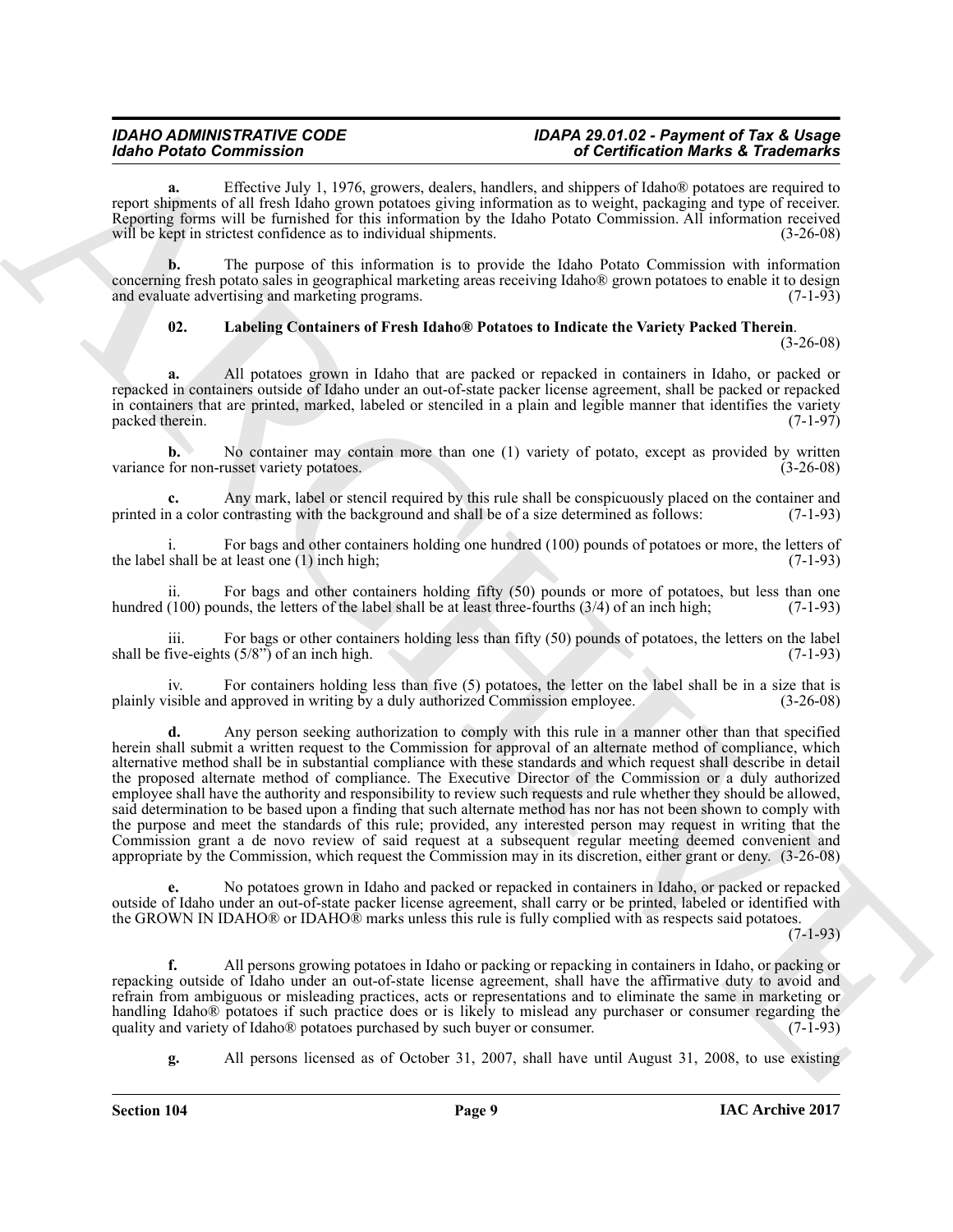**a.** Effective July 1, 1976, growers, dealers, handlers, and shippers of Idaho® potatoes are required to report shipments of all fresh Idaho grown potatoes giving information as to weight, packaging and type of receiver. Reporting forms will be furnished for this information by the Idaho Potato Commission. All information received will be kept in strictest confidence as to individual shipments. (3-26-08)

**b.** The purpose of this information is to provide the Idaho Potato Commission with information concerning fresh potato sales in geographical marketing areas receiving Idaho® grown potatoes to enable it to design and evaluate advertising and marketing programs. (7-1-93)

**02. Labeling Containers of Fresh Idaho® Potatoes to Indicate the Variety Packed Therein**. (3-26-08)

**a.** All potatoes grown in Idaho that are packed or repacked in containers in Idaho, or packed or repacked in containers outside of Idaho under an out-of-state packer license agreement, shall be packed or repacked in containers that are printed, marked, labeled or stenciled in a plain and legible manner that identifies the variety packed therein. (7-1-97)

**b.** No container may contain more than one (1) variety of potato, except as provided by written variance for non-russet variety potatoes. (3-26-08)

**c.** Any mark, label or stencil required by this rule shall be conspicuously placed on the container and printed in a color contrasting with the background and shall be of a size determined as follows: (7-1-93)

i. For bags and other containers holding one hundred (100) pounds of potatoes or more, the letters of the label shall be at least one (1) inch high; (7-1-93)

ii. For bags and other containers holding fifty (50) pounds or more of potatoes, but less than one hundred (100) pounds, the letters of the label shall be at least three-fourths (3/4) of an inch high; (7-1-93)

iii. For bags or other containers holding less than fifty (50) pounds of potatoes, the letters on the label shall be five-eights (5/8") of an inch high. (7-1-93)

iv. For containers holding less than five (5) potatoes, the letter on the label shall be in a size that is plainly visible and approved in writing by a duly authorized Commission employee. (3-26-08)

**d.** Any person seeking authorization to comply with this rule in a manner other than that specified herein shall submit a written request to the Commission for approval of an alternate method of compliance, which alternative method shall be in substantial compliance with these standards and which request shall describe in detail the proposed alternate method of compliance. The Executive Director of the Commission or a duly authorized employee shall have the authority and responsibility to review such requests and rule whether they should be allowed, said determination to be based upon a finding that such alternate method has nor has not been shown to comply with the purpose and meet the standards of this rule; provided, any interested person may request in writing that the Commission grant a de novo review of said request at a subsequent regular meeting deemed convenient and appropriate by the Commission, which request the Commission may in its discretion, either grant or deny. (3-26-08)

**e.** No potatoes grown in Idaho and packed or repacked in containers in Idaho, or packed or repacked outside of Idaho under an out-of-state packer license agreement, shall carry or be printed, labeled or identified with the GROWN IN IDAHO® or IDAHO® marks unless this rule is fully complied with as respects said potatoes. (7-1-93)

**f.** All persons growing potatoes in Idaho or packing or repacking in containers in Idaho, or packing or repacking outside of Idaho under an out-of-state license agreement, shall have the affirmative duty to avoid and refrain from ambiguous or misleading practices, acts or representations and to eliminate the same in marketing or handling Idaho® potatoes if such practice does or is likely to mislead any purchaser or consumer regarding the quality and variety of Idaho® potatoes purchased by such buyer or consumer. (7-1-93)

**g.** All persons licensed as of October 31, 2007, shall have until August 31, 2008, to use existing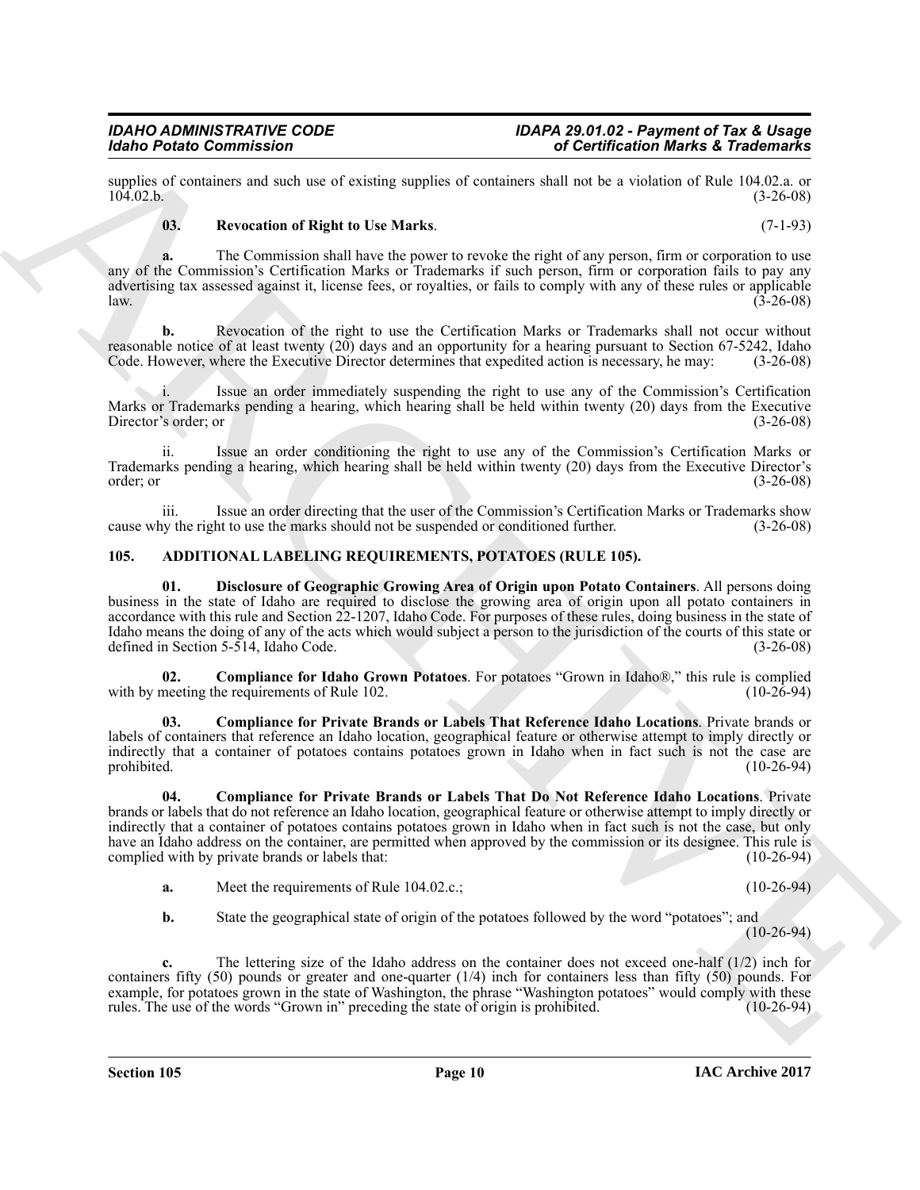supplies of containers and such use of existing supplies of containers shall not be a violation of Rule 104.02.a. or 104.02.b. (3-26-08)

**03. Revocation of Right to Use Marks**. (7-1-93)

**a.** The Commission shall have the power to revoke the right of any person, firm or corporation to use any of the Commission's Certification Marks or Trademarks if such person, firm or corporation fails to pay any advertising tax assessed against it, license fees, or royalties, or fails to comply with any of these rules or applicable law. (3-26-08)

**b.** Revocation of the right to use the Certification Marks or Trademarks shall not occur without reasonable notice of at least twenty (20) days and an opportunity for a hearing pursuant to Section 67-5242, Idaho Code. However, where the Executive Director determines that expedited action is necessary, he may: (3-26-08)

i. Issue an order immediately suspending the right to use any of the Commission's Certification Marks or Trademarks pending a hearing, which hearing shall be held within twenty (20) days from the Executive Director's order; or (3-26-08)

ii. Issue an order conditioning the right to use any of the Commission's Certification Marks or Trademarks pending a hearing, which hearing shall be held within twenty (20) days from the Executive Director's order; or (3-26-08)

iii. Issue an order directing that the user of the Commission's Certification Marks or Trademarks show cause why the right to use the marks should not be suspended or conditioned further. (3-26-08)

## 105. ADDITIONAL LABELING REQUIREMENTS, POTATOES (RULE 105).

**01. Disclosure of Geographic Growing Area of Origin upon Potato Containers**. All persons doing business in the state of Idaho are required to disclose the growing area of origin upon all potato containers in accordance with this rule and Section 22-1207, Idaho Code. For purposes of these rules, doing business in the state of Idaho means the doing of any of the acts which would subject a person to the jurisdiction of the courts of this state or defined in Section 5-514, Idaho Code. (3-26-08)

**02. Compliance for Idaho Grown Potatoes**. For potatoes "Grown in Idaho®," this rule is complied with by meeting the requirements of Rule 102. (10-26-94)

**03. Compliance for Private Brands or Labels That Reference Idaho Locations**. Private brands or labels of containers that reference an Idaho location, geographical feature or otherwise attempt to imply directly or indirectly that a container of potatoes contains potatoes grown in Idaho when in fact such is not the case are prohibited. (10-26-94)

**04. Compliance for Private Brands or Labels That Do Not Reference Idaho Locations**. Private brands or labels that do not reference an Idaho location, geographical feature or otherwise attempt to imply directly or indirectly that a container of potatoes contains potatoes grown in Idaho when in fact such is not the case, but only have an Idaho address on the container, are permitted when approved by the commission or its designee. This rule is complied with by private brands or labels that: (10-26-94)

**a.** Meet the requirements of Rule 104.02.c.; (10-26-94)

**b.** State the geographical state of origin of the potatoes followed by the word "potatoes"; and (10-26-94)

**c.** The lettering size of the Idaho address on the container does not exceed one-half (1/2) inch for containers fifty (50) pounds or greater and one-quarter (1/4) inch for containers less than fifty (50) pounds. For example, for potatoes grown in the state of Washington, the phrase "Washington potatoes" would comply with these rules. The use of the words "Grown in" preceding the state of origin is prohibited. (10-26-94)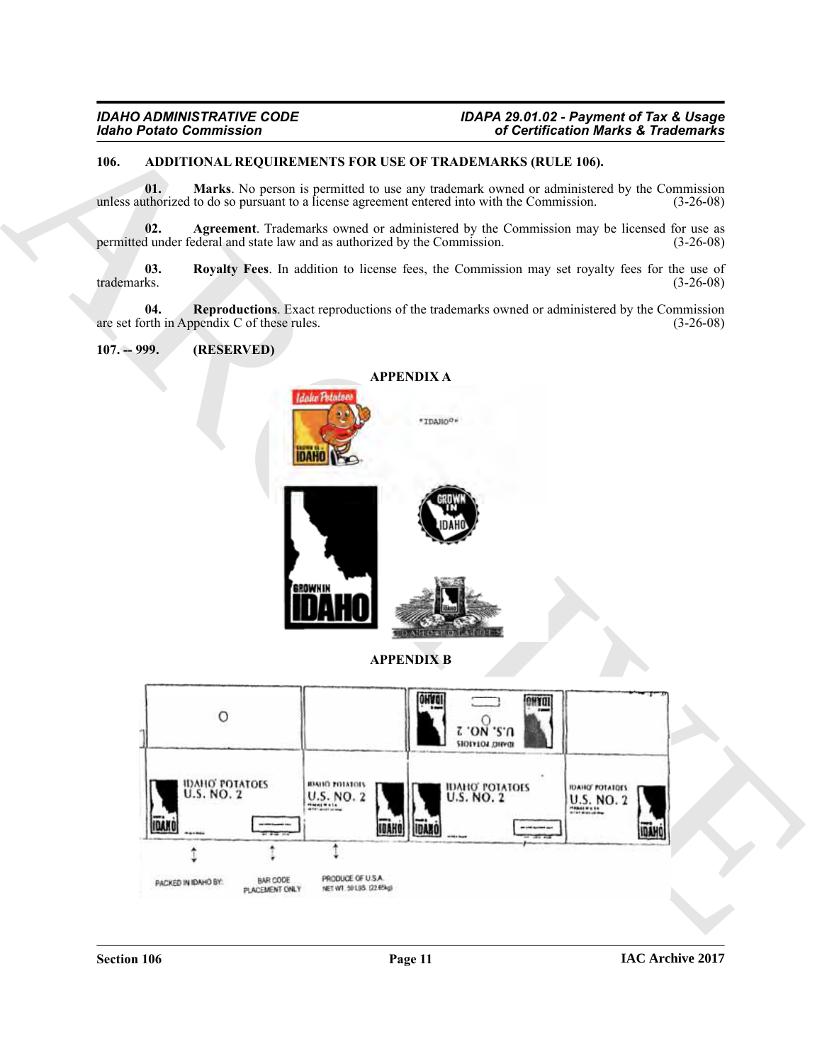### 106. ADDITIONAL REQUIREMENTS FOR USE OF TRADEMARKS (RULE 106).

**01. Marks**. No person is permitted to use any trademark owned or administered by the Commission unless authorized to do so pursuant to a license agreement entered into with the Commission. (3-26-08)

**02. Agreement**. Trademarks owned or administered by the Commission may be licensed for use as permitted under federal and state law and as authorized by the Commission. (3-26-08)

**03. Royalty Fees**. In addition to license fees, the Commission may set royalty fees for the use of trademarks. (3-26-08)

**04. Reproductions**. Exact reproductions of the trademarks owned or administered by the Commission are set forth in Appendix C of these rules. (3-26-08)

### 107. -- 999. (RESERVED)

**APPENDIX A**

**APPENDIX B**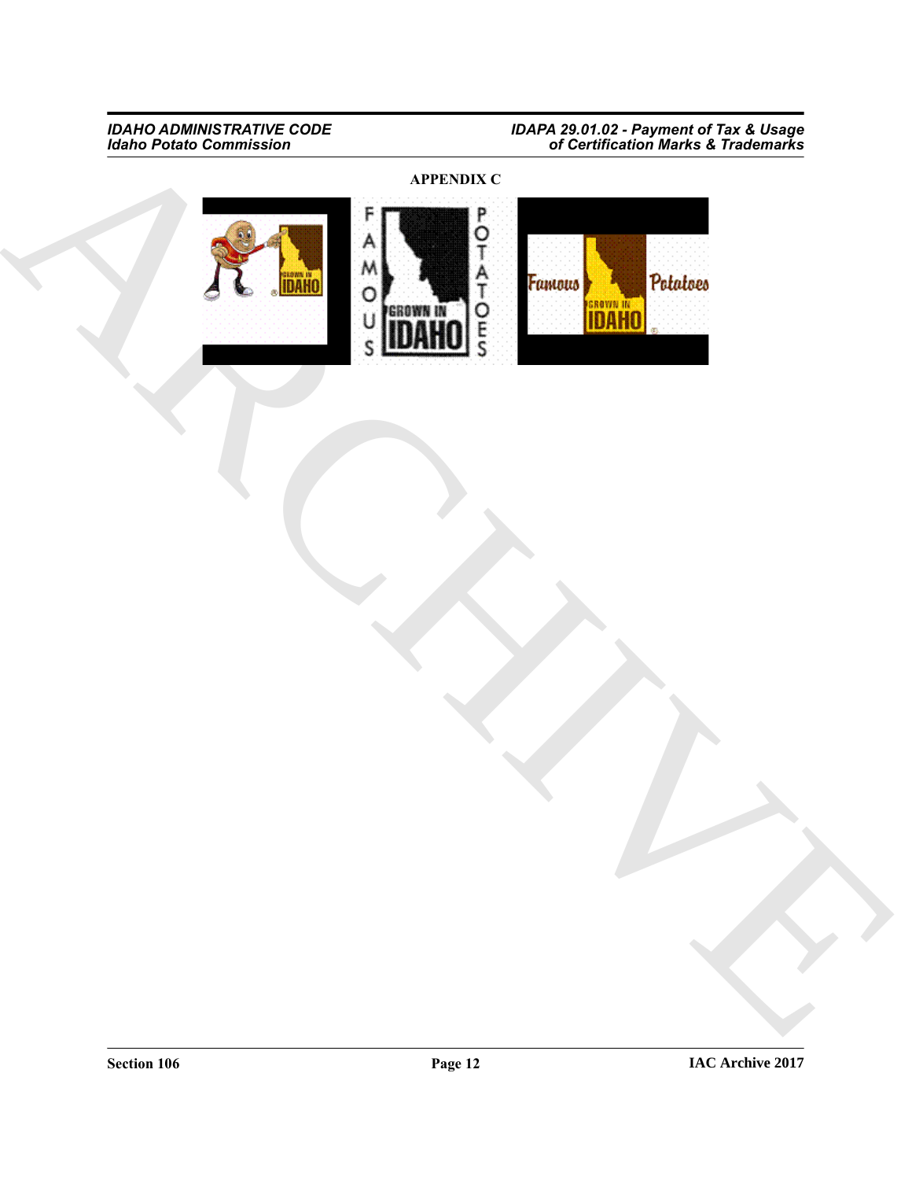## APPENDIX C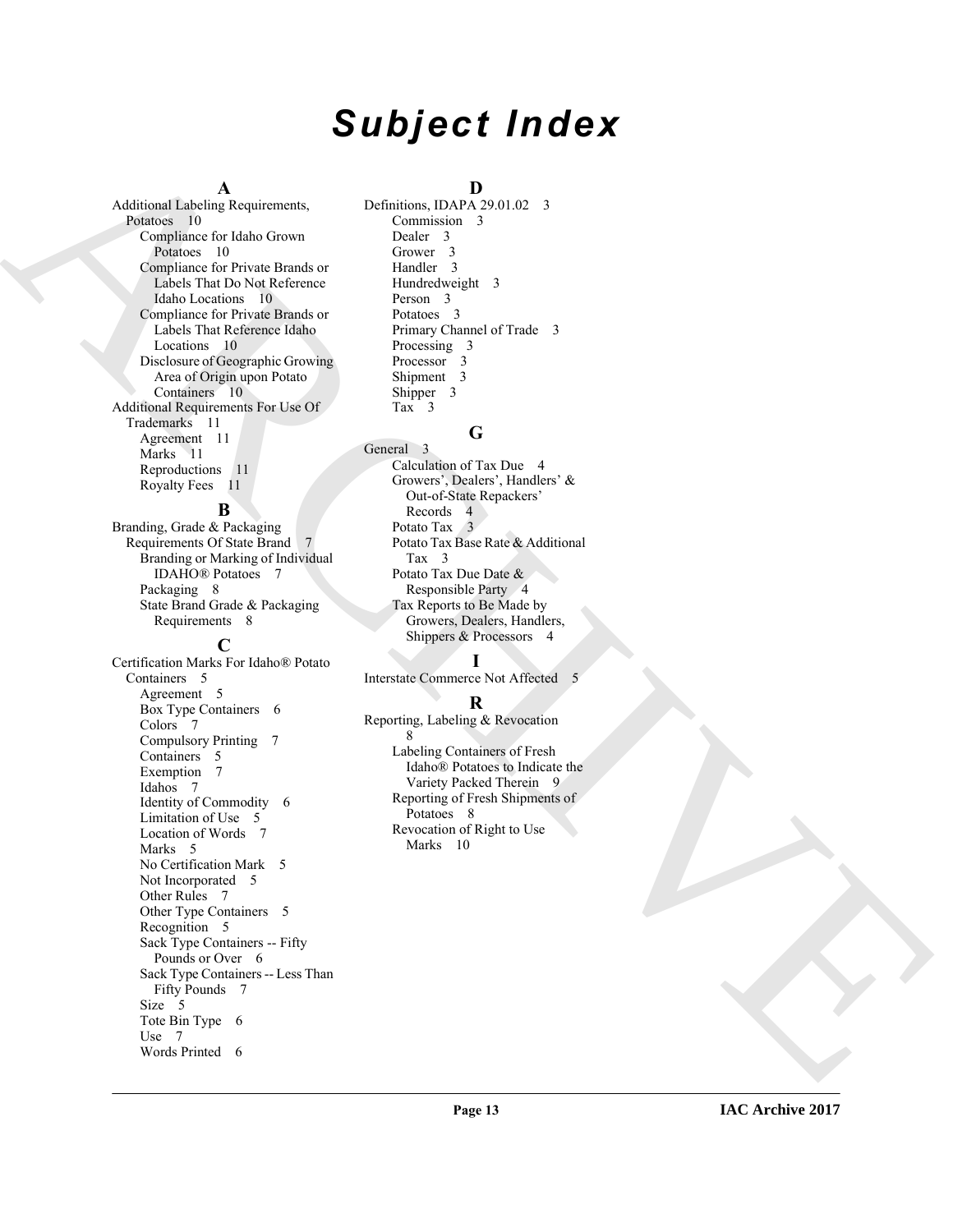# Subject Index

## A

Additional Labeling Requirements, Potatoes 10
- Compliance for Idaho Grown Potatoes 10
- Compliance for Private Brands or Labels That Do Not Reference Idaho Locations 10
- Compliance for Private Brands or Labels That Reference Idaho Locations 10
- Disclosure of Geographic Growing Area of Origin upon Potato Containers 10

Additional Requirements For Use Of Trademarks 11
- Agreement 11
- Marks 11
- Reproductions 11
- Royalty Fees 11

## B

Branding, Grade & Packaging Requirements Of State Brand 7
- Branding or Marking of Individual IDAHO® Potatoes 7
- Packaging 8
- State Brand Grade & Packaging Requirements 8

## C

Certification Marks For Idaho® Potato Containers 5
- Agreement 5
- Box Type Containers 6
- Colors 7
- Compulsory Printing 7
- Containers 5
- Exemption 7
- Idahos 7
- Identity of Commodity 6
- Limitation of Use 5
- Location of Words 7
- Marks 5
- No Certification Mark 5
- Not Incorporated 5
- Other Rules 7
- Other Type Containers 5
- Recognition 5
- Sack Type Containers -- Fifty Pounds or Over 6
- Sack Type Containers -- Less Than Fifty Pounds 7
- Size 5
- Tote Bin Type 6
- Use 7
- Words Printed 6

## D

Definitions, IDAPA 29.01.02 3
- Commission 3
- Dealer 3
- Grower 3
- Handler 3
- Hundredweight 3
- Person 3
- Potatoes 3
- Primary Channel of Trade 3
- Processing 3
- Processor 3
- Shipment 3
- Shipper 3
- Tax 3

## G

General 3
- Calculation of Tax Due 4
- Growers', Dealers', Handlers' & Out-of-State Repackers' Records 4
- Potato Tax 3
- Potato Tax Base Rate & Additional Tax 3
- Potato Tax Due Date & Responsible Party 4
- Tax Reports to Be Made by Growers, Dealers, Handlers, Shippers & Processors 4

## I

Interstate Commerce Not Affected 5

## R

Reporting, Labeling & Revocation 8
- Labeling Containers of Fresh Idaho® Potatoes to Indicate the Variety Packed Therein 9
- Reporting of Fresh Shipments of Potatoes 8
- Revocation of Right to Use Marks 10